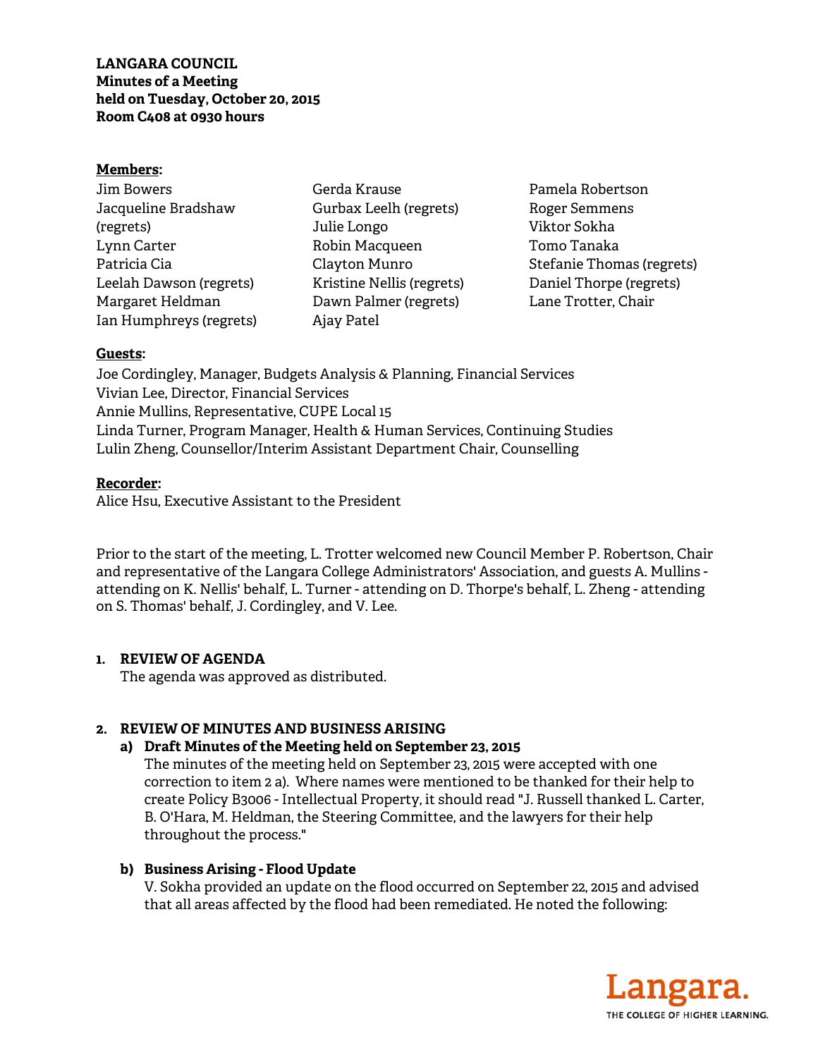**LANGARA COUNCIL**
**Minutes of a Meeting**
**held on Tuesday, October 20, 2015**
**Room C408 at 0930 hours**

**Members:**

Jim Bowers
Jacqueline Bradshaw (regrets)
Lynn Carter
Patricia Cia
Leelah Dawson (regrets)
Margaret Heldman
Ian Humphreys (regrets)
Gerda Krause
Gurbax Leelh (regrets)
Julie Longo
Robin Macqueen
Clayton Munro
Kristine Nellis (regrets)
Dawn Palmer (regrets)
Ajay Patel
Pamela Robertson
Roger Semmens
Viktor Sokha
Tomo Tanaka
Stefanie Thomas (regrets)
Daniel Thorpe (regrets)
Lane Trotter, Chair

**Guests:**

Joe Cordingley, Manager, Budgets Analysis & Planning, Financial Services
Vivian Lee, Director, Financial Services
Annie Mullins, Representative, CUPE Local 15
Linda Turner, Program Manager, Health & Human Services, Continuing Studies
Lulin Zheng, Counsellor/Interim Assistant Department Chair, Counselling

**Recorder:**

Alice Hsu, Executive Assistant to the President

Prior to the start of the meeting, L. Trotter welcomed new Council Member P. Robertson, Chair and representative of the Langara College Administrators' Association, and guests A. Mullins - attending on K. Nellis' behalf, L. Turner - attending on D. Thorpe's behalf, L. Zheng - attending on S. Thomas' behalf, J. Cordingley, and V. Lee.

1. **REVIEW OF AGENDA**
   The agenda was approved as distributed.

2. **REVIEW OF MINUTES AND BUSINESS ARISING**
   a) **Draft Minutes of the Meeting held on September 23, 2015**
      The minutes of the meeting held on September 23, 2015 were accepted with one correction to item 2 a). Where names were mentioned to be thanked for their help to create Policy B3006 - Intellectual Property, it should read "J. Russell thanked L. Carter, B. O'Hara, M. Heldman, the Steering Committee, and the lawyers for their help throughout the process."

   b) **Business Arising - Flood Update**
      V. Sokha provided an update on the flood occurred on September 22, 2015 and advised that all areas affected by the flood had been remediated. He noted the following: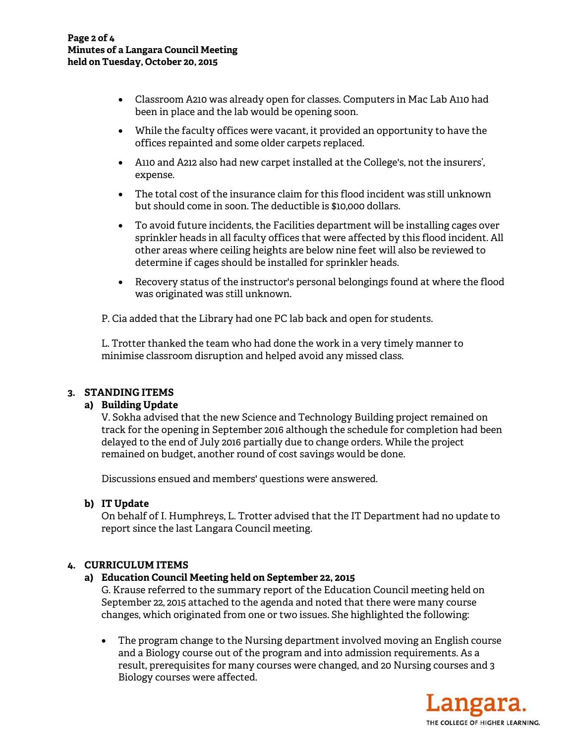- Classroom A210 was already open for classes. Computers in Mac Lab A110 had been in place and the lab would be opening soon.
- While the faculty offices were vacant, it provided an opportunity to have the offices repainted and some older carpets replaced.
- A110 and A212 also had new carpet installed at the College's, not the insurers', expense.
- The total cost of the insurance claim for this flood incident was still unknown but should come in soon. The deductible is $10,000 dollars.
- To avoid future incidents, the Facilities department will be installing cages over sprinkler heads in all faculty offices that were affected by this flood incident. All other areas where ceiling heights are below nine feet will also be reviewed to determine if cages should be installed for sprinkler heads.
- Recovery status of the instructor's personal belongings found at where the flood was originated was still unknown.

P. Cia added that the Library had one PC lab back and open for students.

L. Trotter thanked the team who had done the work in a very timely manner to minimise classroom disruption and helped avoid any missed class.

## 3. STANDING ITEMS

### a) Building Update

V. Sokha advised that the new Science and Technology Building project remained on track for the opening in September 2016 although the schedule for completion had been delayed to the end of July 2016 partially due to change orders. While the project remained on budget, another round of cost savings would be done.

Discussions ensued and members' questions were answered.

### b) IT Update

On behalf of I. Humphreys, L. Trotter advised that the IT Department had no update to report since the last Langara Council meeting.

## 4. CURRICULUM ITEMS

### a) Education Council Meeting held on September 22, 2015

G. Krause referred to the summary report of the Education Council meeting held on September 22, 2015 attached to the agenda and noted that there were many course changes, which originated from one or two issues. She highlighted the following:

- The program change to the Nursing department involved moving an English course and a Biology course out of the program and into admission requirements. As a result, prerequisites for many courses were changed, and 20 Nursing courses and 3 Biology courses were affected.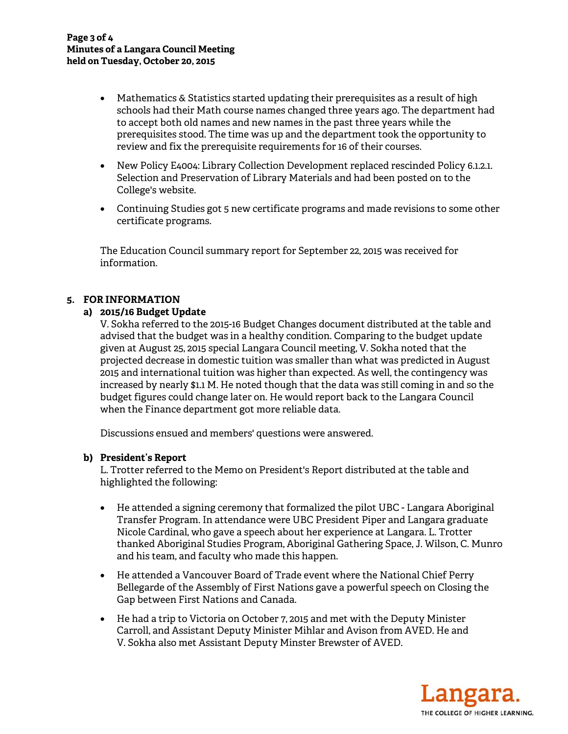- Mathematics & Statistics started updating their prerequisites as a result of high schools had their Math course names changed three years ago. The department had to accept both old names and new names in the past three years while the prerequisites stood. The time was up and the department took the opportunity to review and fix the prerequisite requirements for 16 of their courses.
- New Policy E4004: Library Collection Development replaced rescinded Policy 6.1.2.1. Selection and Preservation of Library Materials and had been posted on to the College's website.
- Continuing Studies got 5 new certificate programs and made revisions to some other certificate programs.

The Education Council summary report for September 22, 2015 was received for information.

## 5. FOR INFORMATION

### a) 2015/16 Budget Update

V. Sokha referred to the 2015-16 Budget Changes document distributed at the table and advised that the budget was in a healthy condition. Comparing to the budget update given at August 25, 2015 special Langara Council meeting, V. Sokha noted that the projected decrease in domestic tuition was smaller than what was predicted in August 2015 and international tuition was higher than expected. As well, the contingency was increased by nearly $1.1 M. He noted though that the data was still coming in and so the budget figures could change later on. He would report back to the Langara Council when the Finance department got more reliable data.

Discussions ensued and members' questions were answered.

### b) President's Report

L. Trotter referred to the Memo on President's Report distributed at the table and highlighted the following:

- He attended a signing ceremony that formalized the pilot UBC - Langara Aboriginal Transfer Program. In attendance were UBC President Piper and Langara graduate Nicole Cardinal, who gave a speech about her experience at Langara. L. Trotter thanked Aboriginal Studies Program, Aboriginal Gathering Space, J. Wilson, C. Munro and his team, and faculty who made this happen.
- He attended a Vancouver Board of Trade event where the National Chief Perry Bellegarde of the Assembly of First Nations gave a powerful speech on Closing the Gap between First Nations and Canada.
- He had a trip to Victoria on October 7, 2015 and met with the Deputy Minister Carroll, and Assistant Deputy Minister Mihlar and Avison from AVED. He and V. Sokha also met Assistant Deputy Minster Brewster of AVED.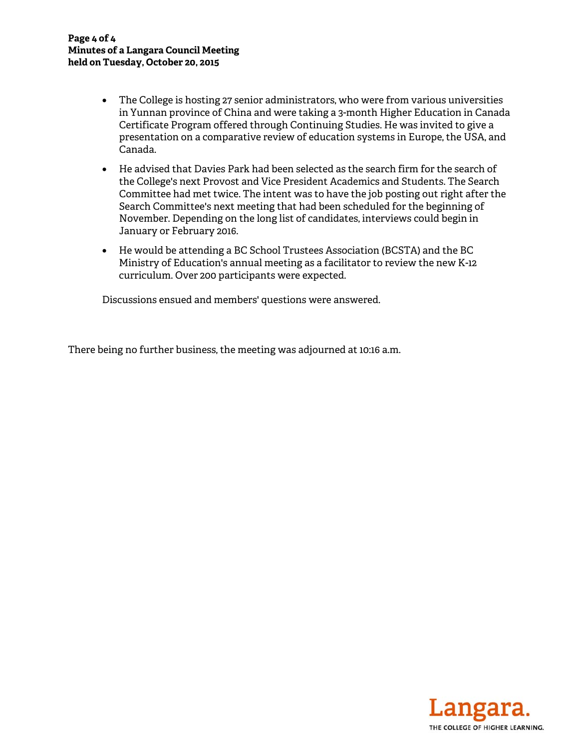- The College is hosting 27 senior administrators, who were from various universities in Yunnan province of China and were taking a 3-month Higher Education in Canada Certificate Program offered through Continuing Studies. He was invited to give a presentation on a comparative review of education systems in Europe, the USA, and Canada.
- He advised that Davies Park had been selected as the search firm for the search of the College's next Provost and Vice President Academics and Students. The Search Committee had met twice. The intent was to have the job posting out right after the Search Committee's next meeting that had been scheduled for the beginning of November. Depending on the long list of candidates, interviews could begin in January or February 2016.
- He would be attending a BC School Trustees Association (BCSTA) and the BC Ministry of Education's annual meeting as a facilitator to review the new K-12 curriculum. Over 200 participants were expected.

Discussions ensued and members' questions were answered.

There being no further business, the meeting was adjourned at 10:16 a.m.